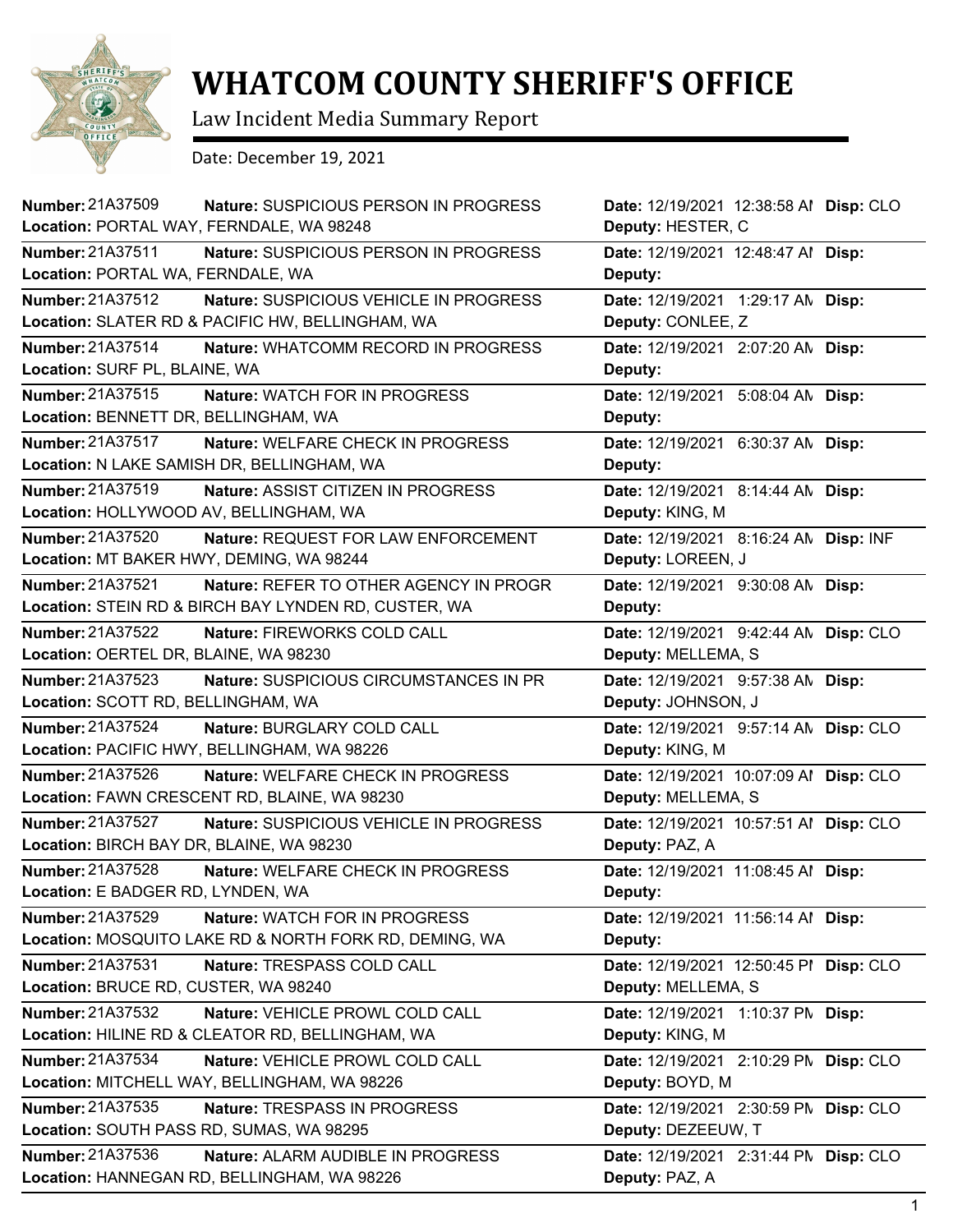# WHATCOM COUNTY SHERIFF'S OFFICE

Law Incident Media Summary Report

Date: December 19, 2021

| Number | Nature | Location | Date | Deputy | Disp |
|---|---|---|---|---|---|
| 21A37509 | SUSPICIOUS PERSON IN PROGRESS | PORTAL WAY, FERNDALE, WA 98248 | 12/19/2021 12:38:58 AM | HESTER, C | CLO |
| 21A37511 | SUSPICIOUS PERSON IN PROGRESS | PORTAL WA, FERNDALE, WA | 12/19/2021 12:48:47 AM | | |
| 21A37512 | SUSPICIOUS VEHICLE IN PROGRESS | SLATER RD & PACIFIC HW, BELLINGHAM, WA | 12/19/2021 1:29:17 AM | CONLEE, Z | |
| 21A37514 | WHATCOMM RECORD IN PROGRESS | SURF PL, BLAINE, WA | 12/19/2021 2:07:20 AM | | |
| 21A37515 | WATCH FOR IN PROGRESS | BENNETT DR, BELLINGHAM, WA | 12/19/2021 5:08:04 AM | | |
| 21A37517 | WELFARE CHECK IN PROGRESS | N LAKE SAMISH DR, BELLINGHAM, WA | 12/19/2021 6:30:37 AM | | |
| 21A37519 | ASSIST CITIZEN IN PROGRESS | HOLLYWOOD AV, BELLINGHAM, WA | 12/19/2021 8:14:44 AM | KING, M | |
| 21A37520 | REQUEST FOR LAW ENFORCEMENT | MT BAKER HWY, DEMING, WA 98244 | 12/19/2021 8:16:24 AM | LOREEN, J | INF |
| 21A37521 | REFER TO OTHER AGENCY IN PROGR | STEIN RD & BIRCH BAY LYNDEN RD, CUSTER, WA | 12/19/2021 9:30:08 AM | | |
| 21A37522 | FIREWORKS COLD CALL | OERTEL DR, BLAINE, WA 98230 | 12/19/2021 9:42:44 AM | MELLEMA, S | CLO |
| 21A37523 | SUSPICIOUS CIRCUMSTANCES IN PR | SCOTT RD, BELLINGHAM, WA | 12/19/2021 9:57:38 AM | JOHNSON, J | |
| 21A37524 | BURGLARY COLD CALL | PACIFIC HWY, BELLINGHAM, WA 98226 | 12/19/2021 9:57:14 AM | KING, M | CLO |
| 21A37526 | WELFARE CHECK IN PROGRESS | FAWN CRESCENT RD, BLAINE, WA 98230 | 12/19/2021 10:07:09 AM | MELLEMA, S | CLO |
| 21A37527 | SUSPICIOUS VEHICLE IN PROGRESS | BIRCH BAY DR, BLAINE, WA 98230 | 12/19/2021 10:57:51 AM | PAZ, A | CLO |
| 21A37528 | WELFARE CHECK IN PROGRESS | E BADGER RD, LYNDEN, WA | 12/19/2021 11:08:45 AM | | |
| 21A37529 | WATCH FOR IN PROGRESS | MOSQUITO LAKE RD & NORTH FORK RD, DEMING, WA | 12/19/2021 11:56:14 AM | | |
| 21A37531 | TRESPASS COLD CALL | BRUCE RD, CUSTER, WA 98240 | 12/19/2021 12:50:45 PM | MELLEMA, S | CLO |
| 21A37532 | VEHICLE PROWL COLD CALL | HILINE RD & CLEATOR RD, BELLINGHAM, WA | 12/19/2021 1:10:37 PM | KING, M | |
| 21A37534 | VEHICLE PROWL COLD CALL | MITCHELL WAY, BELLINGHAM, WA 98226 | 12/19/2021 2:10:29 PM | BOYD, M | CLO |
| 21A37535 | TRESPASS IN PROGRESS | SOUTH PASS RD, SUMAS, WA 98295 | 12/19/2021 2:30:59 PM | DEZEEUW, T | CLO |
| 21A37536 | ALARM AUDIBLE IN PROGRESS | HANNEGAN RD, BELLINGHAM, WA 98226 | 12/19/2021 2:31:44 PM | PAZ, A | CLO |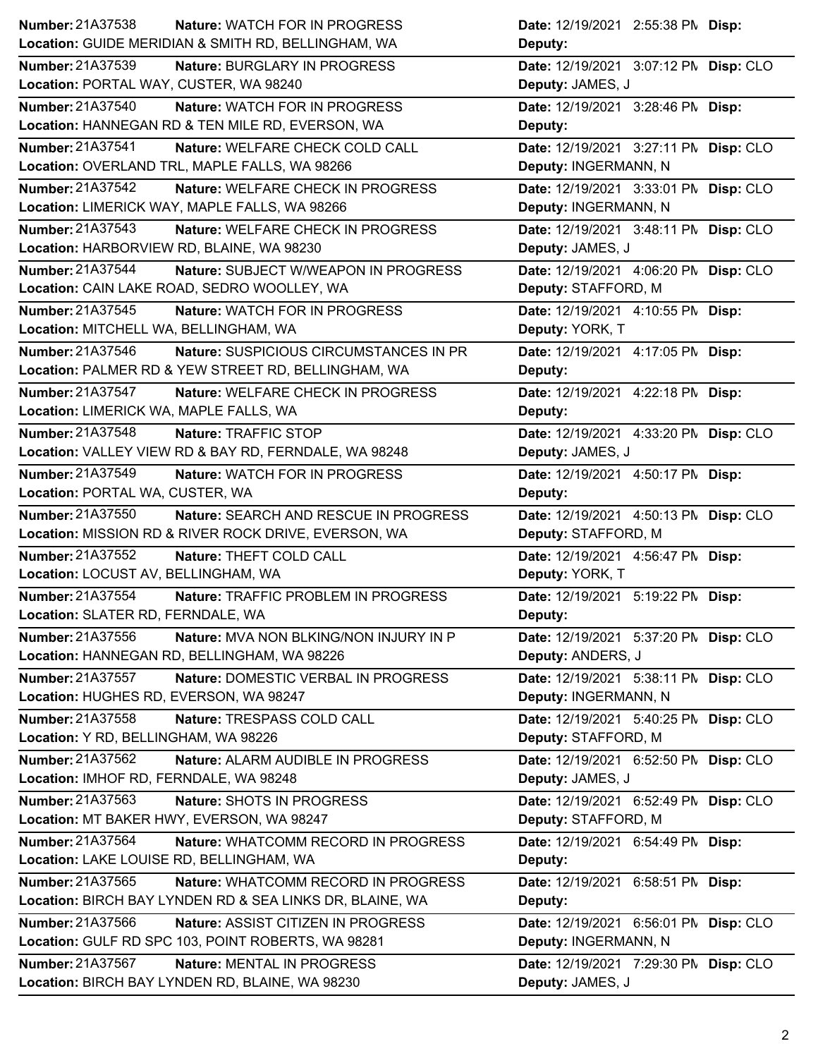| Number | Nature | Location | Date | Disp | Deputy |
|---|---|---|---|---|---|
| 21A37538 | WATCH FOR IN PROGRESS | GUIDE MERIDIAN & SMITH RD, BELLINGHAM, WA | 12/19/2021 2:55:38 PM | | |
| 21A37539 | BURGLARY IN PROGRESS | PORTAL WAY, CUSTER, WA 98240 | 12/19/2021 3:07:12 PM | CLO | JAMES, J |
| 21A37540 | WATCH FOR IN PROGRESS | HANNEGAN RD & TEN MILE RD, EVERSON, WA | 12/19/2021 3:28:46 PM | | |
| 21A37541 | WELFARE CHECK COLD CALL | OVERLAND TRL, MAPLE FALLS, WA 98266 | 12/19/2021 3:27:11 PM | CLO | INGERMANN, N |
| 21A37542 | WELFARE CHECK IN PROGRESS | LIMERICK WAY, MAPLE FALLS, WA 98266 | 12/19/2021 3:33:01 PM | CLO | INGERMANN, N |
| 21A37543 | WELFARE CHECK IN PROGRESS | HARBORVIEW RD, BLAINE, WA 98230 | 12/19/2021 3:48:11 PM | CLO | JAMES, J |
| 21A37544 | SUBJECT W/WEAPON IN PROGRESS | CAIN LAKE ROAD, SEDRO WOOLLEY, WA | 12/19/2021 4:06:20 PM | CLO | STAFFORD, M |
| 21A37545 | WATCH FOR IN PROGRESS | MITCHELL WA, BELLINGHAM, WA | 12/19/2021 4:10:55 PM | | YORK, T |
| 21A37546 | SUSPICIOUS CIRCUMSTANCES IN PR | PALMER RD & YEW STREET RD, BELLINGHAM, WA | 12/19/2021 4:17:05 PM | | |
| 21A37547 | WELFARE CHECK IN PROGRESS | LIMERICK WA, MAPLE FALLS, WA | 12/19/2021 4:22:18 PM | | |
| 21A37548 | TRAFFIC STOP | VALLEY VIEW RD & BAY RD, FERNDALE, WA 98248 | 12/19/2021 4:33:20 PM | CLO | JAMES, J |
| 21A37549 | WATCH FOR IN PROGRESS | PORTAL WA, CUSTER, WA | 12/19/2021 4:50:17 PM | | |
| 21A37550 | SEARCH AND RESCUE IN PROGRESS | MISSION RD & RIVER ROCK DRIVE, EVERSON, WA | 12/19/2021 4:50:13 PM | CLO | STAFFORD, M |
| 21A37552 | THEFT COLD CALL | LOCUST AV, BELLINGHAM, WA | 12/19/2021 4:56:47 PM | | YORK, T |
| 21A37554 | TRAFFIC PROBLEM IN PROGRESS | SLATER RD, FERNDALE, WA | 12/19/2021 5:19:22 PM | | |
| 21A37556 | MVA NON BLKING/NON INJURY IN P | HANNEGAN RD, BELLINGHAM, WA 98226 | 12/19/2021 5:37:20 PM | CLO | ANDERS, J |
| 21A37557 | DOMESTIC VERBAL IN PROGRESS | HUGHES RD, EVERSON, WA 98247 | 12/19/2021 5:38:11 PM | CLO | INGERMANN, N |
| 21A37558 | TRESPASS COLD CALL | Y RD, BELLINGHAM, WA 98226 | 12/19/2021 5:40:25 PM | CLO | STAFFORD, M |
| 21A37562 | ALARM AUDIBLE IN PROGRESS | IMHOF RD, FERNDALE, WA 98248 | 12/19/2021 6:52:50 PM | CLO | JAMES, J |
| 21A37563 | SHOTS IN PROGRESS | MT BAKER HWY, EVERSON, WA 98247 | 12/19/2021 6:52:49 PM | CLO | STAFFORD, M |
| 21A37564 | WHATCOMM RECORD IN PROGRESS | LAKE LOUISE RD, BELLINGHAM, WA | 12/19/2021 6:54:49 PM | | |
| 21A37565 | WHATCOMM RECORD IN PROGRESS | BIRCH BAY LYNDEN RD & SEA LINKS DR, BLAINE, WA | 12/19/2021 6:58:51 PM | | |
| 21A37566 | ASSIST CITIZEN IN PROGRESS | GULF RD SPC 103, POINT ROBERTS, WA 98281 | 12/19/2021 6:56:01 PM | CLO | INGERMANN, N |
| 21A37567 | MENTAL IN PROGRESS | BIRCH BAY LYNDEN RD, BLAINE, WA 98230 | 12/19/2021 7:29:30 PM | CLO | JAMES, J |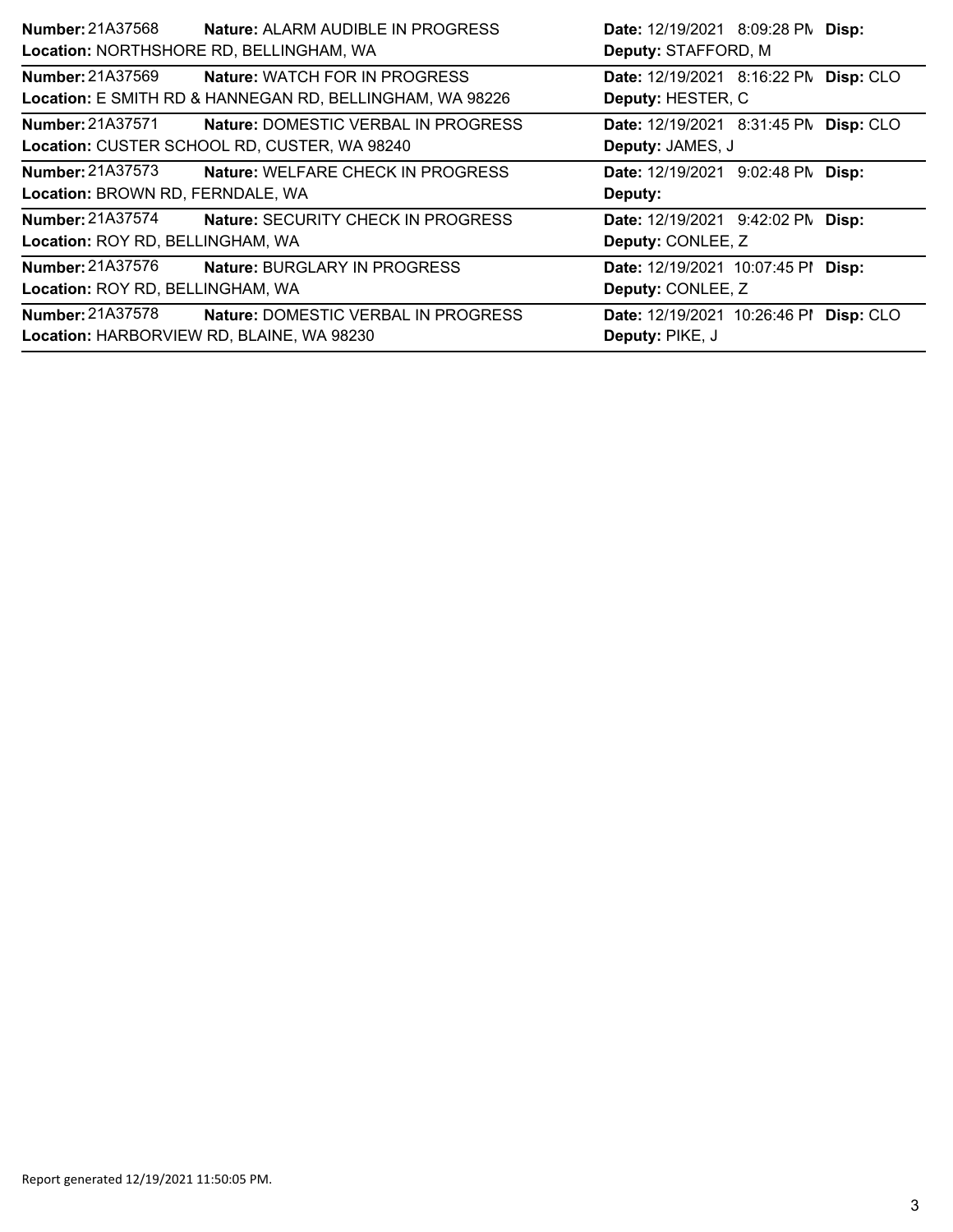**Number:** 21A37568 **Nature:** ALARM AUDIBLE IN PROGRESS **Date:** 12/19/2021 8:09:28 PM **Disp:**
**Location:** NORTHSHORE RD, BELLINGHAM, WA **Deputy:** STAFFORD, M

---

**Number:** 21A37569 **Nature:** WATCH FOR IN PROGRESS **Date:** 12/19/2021 8:16:22 PM **Disp:** CLO
**Location:** E SMITH RD & HANNEGAN RD, BELLINGHAM, WA 98226 **Deputy:** HESTER, C

---

**Number:** 21A37571 **Nature:** DOMESTIC VERBAL IN PROGRESS **Date:** 12/19/2021 8:31:45 PM **Disp:** CLO
**Location:** CUSTER SCHOOL RD, CUSTER, WA 98240 **Deputy:** JAMES, J

---

**Number:** 21A37573 **Nature:** WELFARE CHECK IN PROGRESS **Date:** 12/19/2021 9:02:48 PM **Disp:**
**Location:** BROWN RD, FERNDALE, WA **Deputy:**

---

**Number:** 21A37574 **Nature:** SECURITY CHECK IN PROGRESS **Date:** 12/19/2021 9:42:02 PM **Disp:**
**Location:** ROY RD, BELLINGHAM, WA **Deputy:** CONLEE, Z

---

**Number:** 21A37576 **Nature:** BURGLARY IN PROGRESS **Date:** 12/19/2021 10:07:45 PM **Disp:**
**Location:** ROY RD, BELLINGHAM, WA **Deputy:** CONLEE, Z

---

**Number:** 21A37578 **Nature:** DOMESTIC VERBAL IN PROGRESS **Date:** 12/19/2021 10:26:46 PM **Disp:** CLO
**Location:** HARBORVIEW RD, BLAINE, WA 98230 **Deputy:** PIKE, J

---

Report generated 12/19/2021 11:50:05 PM.